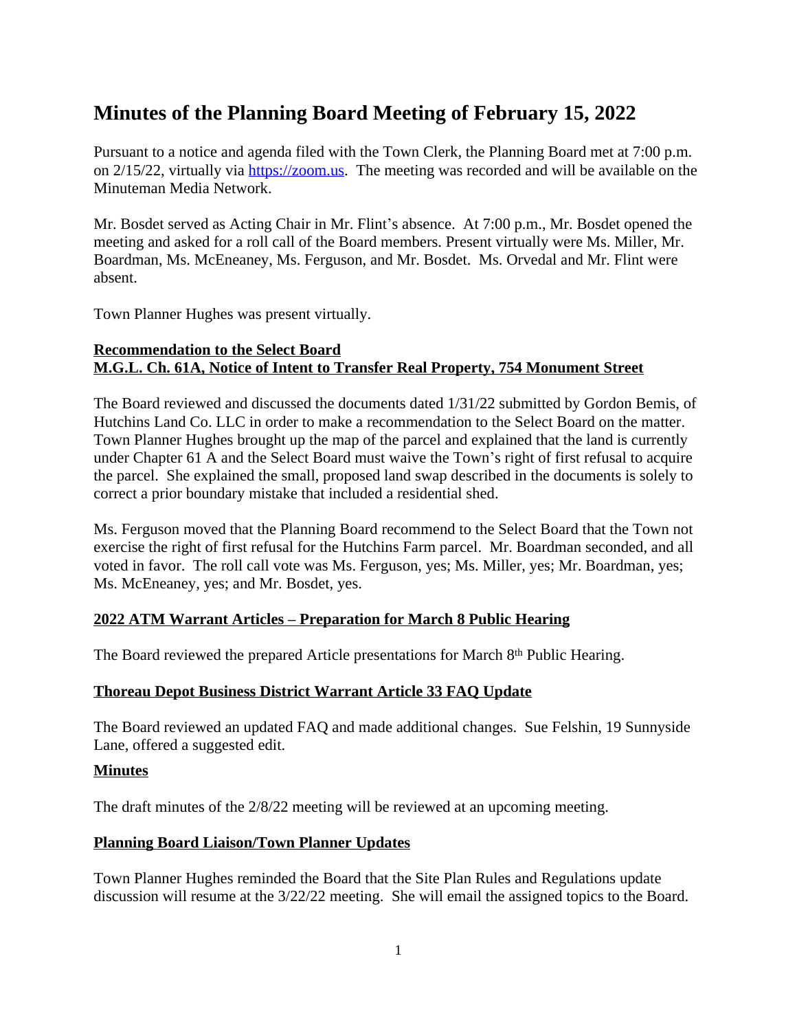# Minutes of the Planning Board Meeting of February 15, 2022

Pursuant to a notice and agenda filed with the Town Clerk, the Planning Board met at 7:00 p.m. on 2/15/22, virtually via [https://zoom.us](https://zoom.us). The meeting was recorded and will be available on the Minuteman Media Network.

Mr. Bosdet served as Acting Chair in Mr. Flint's absence. At 7:00 p.m., Mr. Bosdet opened the meeting and asked for a roll call of the Board members. Present virtually were Ms. Miller, Mr. Boardman, Ms. McEneaney, Ms. Ferguson, and Mr. Bosdet. Ms. Orvedal and Mr. Flint were absent.

Town Planner Hughes was present virtually.

**Recommendation to the Select Board**
**M.G.L. Ch. 61A, Notice of Intent to Transfer Real Property, 754 Monument Street**

The Board reviewed and discussed the documents dated 1/31/22 submitted by Gordon Bemis, of Hutchins Land Co. LLC in order to make a recommendation to the Select Board on the matter. Town Planner Hughes brought up the map of the parcel and explained that the land is currently under Chapter 61 A and the Select Board must waive the Town's right of first refusal to acquire the parcel. She explained the small, proposed land swap described in the documents is solely to correct a prior boundary mistake that included a residential shed.

Ms. Ferguson moved that the Planning Board recommend to the Select Board that the Town not exercise the right of first refusal for the Hutchins Farm parcel. Mr. Boardman seconded, and all voted in favor. The roll call vote was Ms. Ferguson, yes; Ms. Miller, yes; Mr. Boardman, yes; Ms. McEneaney, yes; and Mr. Bosdet, yes.

**2022 ATM Warrant Articles – Preparation for March 8 Public Hearing**

The Board reviewed the prepared Article presentations for March 8th Public Hearing.

**Thoreau Depot Business District Warrant Article 33 FAQ Update**

The Board reviewed an updated FAQ and made additional changes. Sue Felshin, 19 Sunnyside Lane, offered a suggested edit.

**Minutes**

The draft minutes of the 2/8/22 meeting will be reviewed at an upcoming meeting.

**Planning Board Liaison/Town Planner Updates**

Town Planner Hughes reminded the Board that the Site Plan Rules and Regulations update discussion will resume at the 3/22/22 meeting. She will email the assigned topics to the Board.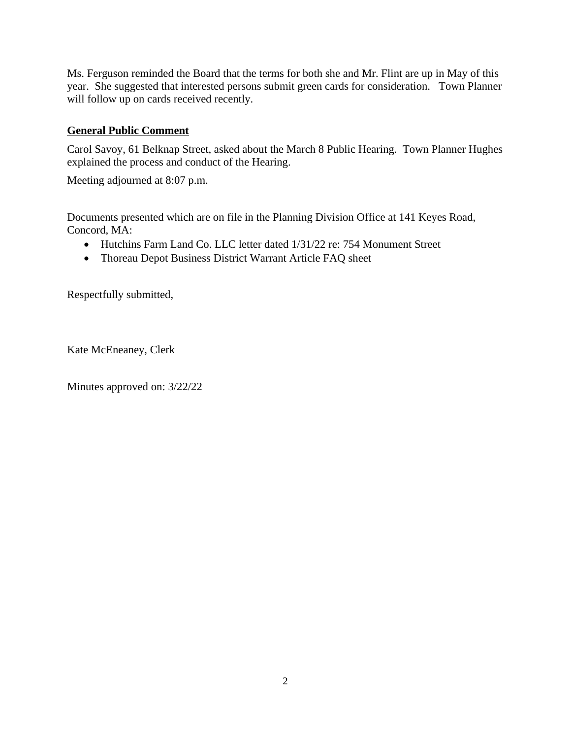Ms. Ferguson reminded the Board that the terms for both she and Mr. Flint are up in May of this year. She suggested that interested persons submit green cards for consideration. Town Planner will follow up on cards received recently.

**General Public Comment**

Carol Savoy, 61 Belknap Street, asked about the March 8 Public Hearing. Town Planner Hughes explained the process and conduct of the Hearing.

Meeting adjourned at 8:07 p.m.

Documents presented which are on file in the Planning Division Office at 141 Keyes Road, Concord, MA:

- Hutchins Farm Land Co. LLC letter dated 1/31/22 re: 754 Monument Street
- Thoreau Depot Business District Warrant Article FAQ sheet

Respectfully submitted,

Kate McEneaney, Clerk

Minutes approved on: 3/22/22